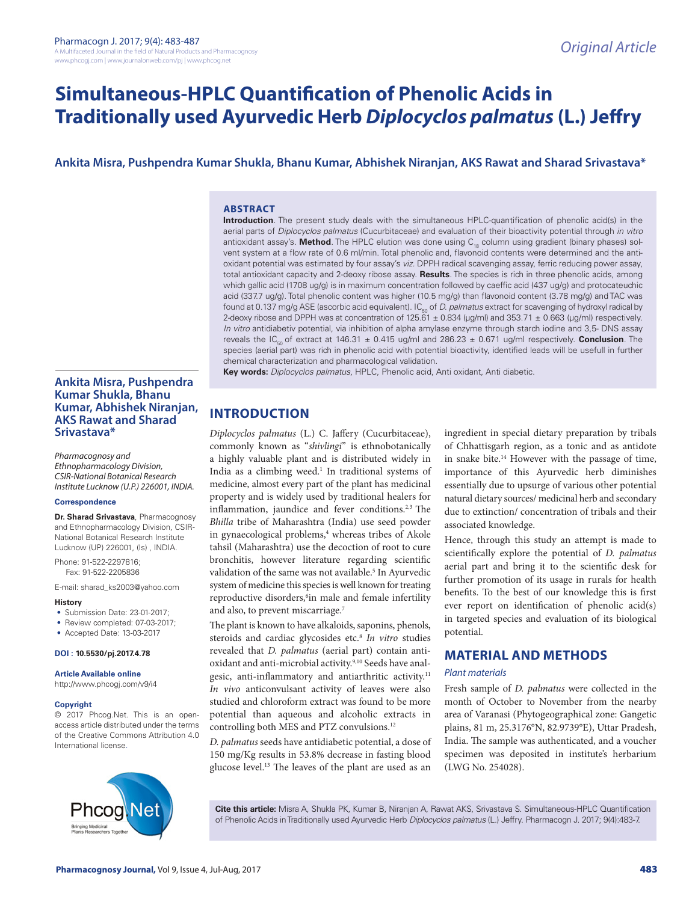Original Article

# Simultaneous-HPLC Quantification of Phenolic Acids in Traditionally used Ayurvedic Herb *Diplocyclos palmatus* (L.) Jeffry

**Ankita Misra, Pushpendra Kumar Shukla, Bhanu Kumar, Abhishek Niranjan, AKS Rawat and Sharad Srivastava***

## ABSTRACT

**Introduction**. The present study deals with the simultaneous HPLC-quantification of phenolic acid(s) in the aerial parts of *Diplocyclos palmatus* (Cucurbitaceae) and evaluation of their bioactivity potential through *in vitro* antioxidant assay's. **Method**. The HPLC elution was done using $C_{18}$ column using gradient (binary phases) solvent system at a flow rate of 0.6 ml/min. Total phenolic and, flavonoid contents were determined and the antioxidant potential was estimated by four assay's *viz.* DPPH radical scavenging assay, ferric reducing power assay, total antioxidant capacity and 2-deoxy ribose assay. **Results**. The species is rich in three phenolic acids, among which gallic acid (1708 ug/g) is in maximum concentration followed by caeffic acid (437 ug/g) and protocateuchic acid (337.7 ug/g). Total phenolic content was higher (10.5 mg/g) than flavonoid content (3.78 mg/g) and TAC was found at 0.137 mg/g ASE (ascorbic acid equivalent). $IC_{50}$ of *D. palmatus* extract for scavenging of hydroxyl radical by 2-deoxy ribose and DPPH was at concentration of 125.61 ± 0.834 (µg/ml) and 353.71 ± 0.663 (µg/ml) respectively. *In vitro* antidiabetiv potential, via inhibition of alpha amylase enzyme through starch iodine and 3,5- DNS assay reveals the $IC_{50}$ of extract at 146.31 ± 0.415 ug/ml and 286.23 ± 0.671 ug/ml respectively. **Conclusion**. The species (aerial part) was rich in phenolic acid with potential bioactivity, identified leads will be usefull in further chemical characterization and pharmacological validation.

**Key words:** *Diplocyclos palmatus,* HPLC, Phenolic acid, Anti oxidant, Anti diabetic.

**Ankita Misra, Pushpendra Kumar Shukla, Bhanu Kumar, Abhishek Niranjan, AKS Rawat and Sharad Srivastava***

*Pharmacognosy and Ethnopharmacology Division, CSIR-National Botanical Research Institute Lucknow (U.P.) 226001, INDIA.*

**Correspondence**

**Dr. Sharad Srivastava**, Pharmacognosy and Ethnopharmacology Division, CSIR-National Botanical Research Institute Lucknow (UP) 226001, (Is) , INDIA.

Phone: 91-522-2297816;
Fax: 91-522-2205836

E-mail: sharad_ks2003@yahoo.com

**History**

- Submission Date: 23-01-2017;
- Review completed: 07-03-2017;
- Accepted Date: 13-03-2017

**DOI : 10.5530/pj.2017.4.78**

**Article Available online**

http://www.phcogj.com/v9/i4

**Copyright**

© 2017 Phcog.Net. This is an open-access article distributed under the terms of the Creative Commons Attribution 4.0 International license.

## INTRODUCTION

*Diplocyclos palmatus* (L.) C. Jaffery (Cucurbitaceae), commonly known as "*shivlingi*" is ethnobotanically a highly valuable plant and is distributed widely in India as a climbing weed.[1] In traditional systems of medicine, almost every part of the plant has medicinal property and is widely used by traditional healers for inflammation, jaundice and fever conditions.[2,3] The *Bhilla* tribe of Maharashtra (India) use seed powder in gynaecological problems,[4] whereas tribes of Akole tahsil (Maharashtra) use the decoction of root to cure bronchitis, however literature regarding scientific validation of the same was not available.[5] In Ayurvedic system of medicine this species is well known for treating reproductive disorders,[6]in male and female infertility and also, to prevent miscarriage.[7]

The plant is known to have alkaloids, saponins, phenols, steroids and cardiac glycosides etc.[8] *In vitro* studies revealed that *D. palmatus* (aerial part) contain antioxidant and anti-microbial activity.[9,10] Seeds have analgesic, anti-inflammatory and antiarthritic activity.[11] *In vivo* anticonvulsant activity of leaves were also studied and chloroform extract was found to be more potential than aqueous and alcoholic extracts in controlling both MES and PTZ convulsions.[12]

*D. palmatus* seeds have antidiabetic potential, a dose of 150 mg/Kg results in 53.8% decrease in fasting blood glucose level.[13] The leaves of the plant are used as an ingredient in special dietary preparation by tribals of Chhattisgarh region, as a tonic and as antidote in snake bite.[14] However with the passage of time, importance of this Ayurvedic herb diminishes essentially due to upsurge of various other potential natural dietary sources/ medicinal herb and secondary due to extinction/ concentration of tribals and their associated knowledge.

Hence, through this study an attempt is made to scientifically explore the potential of *D. palmatus* aerial part and bring it to the scientific desk for further promotion of its usage in rurals for health benefits. To the best of our knowledge this is first ever report on identification of phenolic acid(s) in targeted species and evaluation of its biological potential.

## MATERIAL AND METHODS

### *Plant materials*

Fresh sample of *D. palmatus* were collected in the month of October to November from the nearby area of Varanasi (Phytogeographical zone: Gangetic plains, 81 m, 25.3176°N, 82.9739°E), Uttar Pradesh, India. The sample was authenticated, and a voucher specimen was deposited in institute's herbarium (LWG No. 254028).

**Cite this article:** Misra A, Shukla PK, Kumar B, Niranjan A, Rawat AKS, Srivastava S. Simultaneous-HPLC Quantification of Phenolic Acids in Traditionally used Ayurvedic Herb *Diplocyclos palmatus* (L.) Jeffry. Pharmacogn J. 2017; 9(4):483-7.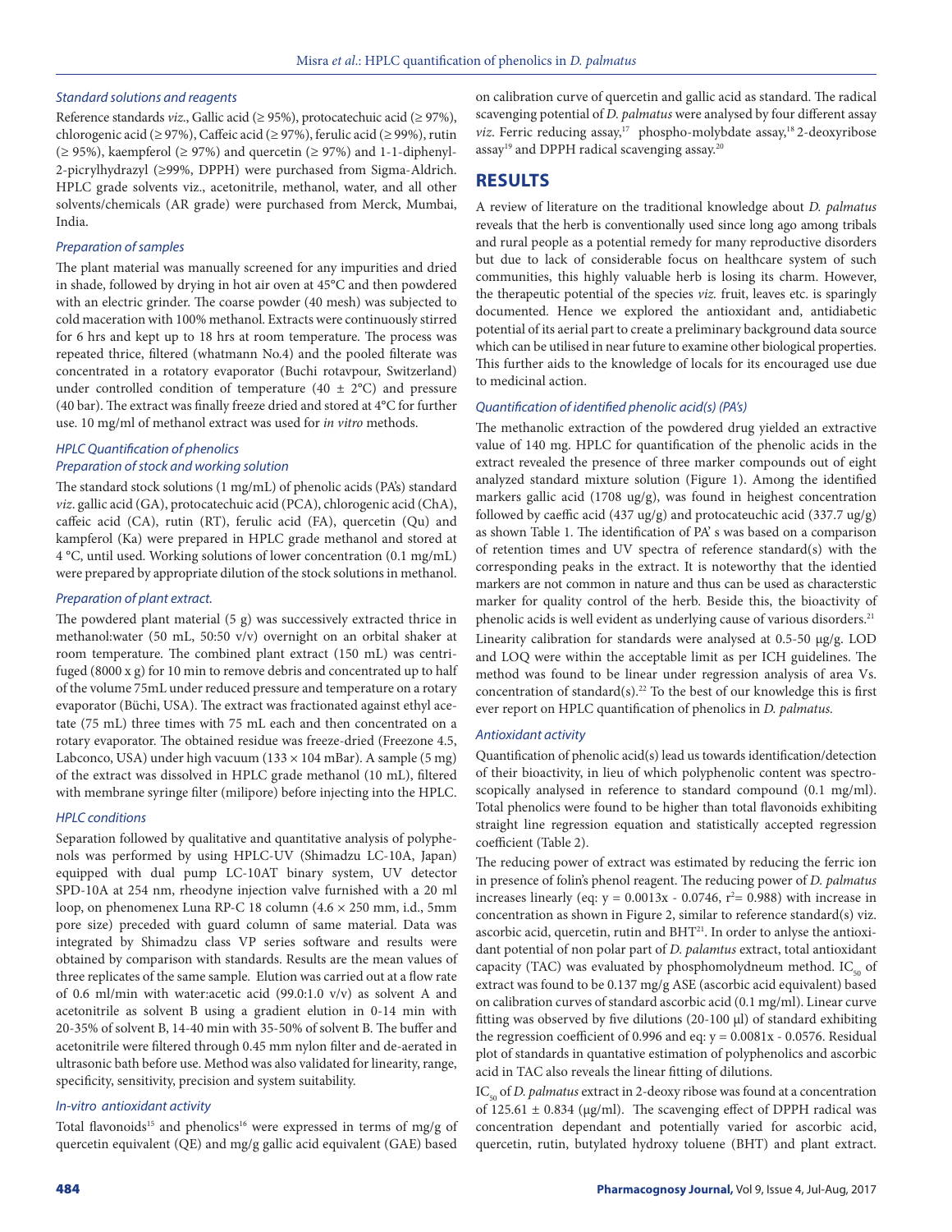### Standard solutions and reagents

Reference standards *viz*., Gallic acid (≥ 95%), protocatechuic acid (≥ 97%), chlorogenic acid (≥ 97%), Caffeic acid (≥ 97%), ferulic acid (≥ 99%), rutin (≥ 95%), kaempferol (≥ 97%) and quercetin (≥ 97%) and 1-1-diphenyl-2-picrylhydrazyl (≥99%, DPPH) were purchased from Sigma-Aldrich. HPLC grade solvents viz., acetonitrile, methanol, water, and all other solvents/chemicals (AR grade) were purchased from Merck, Mumbai, India.

### Preparation of samples

The plant material was manually screened for any impurities and dried in shade, followed by drying in hot air oven at 45°C and then powdered with an electric grinder. The coarse powder (40 mesh) was subjected to cold maceration with 100% methanol. Extracts were continuously stirred for 6 hrs and kept up to 18 hrs at room temperature. The process was repeated thrice, filtered (whatmann No.4) and the pooled filterate was concentrated in a rotatory evaporator (Buchi rotavpour, Switzerland) under controlled condition of temperature (40 ± 2°C) and pressure (40 bar). The extract was finally freeze dried and stored at 4°C for further use. 10 mg/ml of methanol extract was used for *in vitro* methods.

### HPLC Quantification of phenolics

#### Preparation of stock and working solution

The standard stock solutions (1 mg/mL) of phenolic acids (PA's) standard *viz*. gallic acid (GA), protocatechuic acid (PCA), chlorogenic acid (ChA), caffeic acid (CA), rutin (RT), ferulic acid (FA), quercetin (Qu) and kampferol (Ka) were prepared in HPLC grade methanol and stored at 4 °C, until used. Working solutions of lower concentration (0.1 mg/mL) were prepared by appropriate dilution of the stock solutions in methanol.

### Preparation of plant extract.

The powdered plant material (5 g) was successively extracted thrice in methanol:water (50 mL, 50:50 v/v) overnight on an orbital shaker at room temperature. The combined plant extract (150 mL) was centrifuged (8000 x g) for 10 min to remove debris and concentrated up to half of the volume 75mL under reduced pressure and temperature on a rotary evaporator (Büchi, USA). The extract was fractionated against ethyl acetate (75 mL) three times with 75 mL each and then concentrated on a rotary evaporator. The obtained residue was freeze-dried (Freezone 4.5, Labconco, USA) under high vacuum (133 × 104 mBar). A sample (5 mg) of the extract was dissolved in HPLC grade methanol (10 mL), filtered with membrane syringe filter (milipore) before injecting into the HPLC.

### HPLC conditions

Separation followed by qualitative and quantitative analysis of polyphenols was performed by using HPLC-UV (Shimadzu LC-10A, Japan) equipped with dual pump LC-10AT binary system, UV detector SPD-10A at 254 nm, rheodyne injection valve furnished with a 20 ml loop, on phenomenex Luna RP-C 18 column (4.6 × 250 mm, i.d., 5mm pore size) preceded with guard column of same material. Data was integrated by Shimadzu class VP series software and results were obtained by comparison with standards. Results are the mean values of three replicates of the same sample. Elution was carried out at a flow rate of 0.6 ml/min with water:acetic acid (99.0:1.0 v/v) as solvent A and acetonitrile as solvent B using a gradient elution in 0-14 min with 20-35% of solvent B, 14-40 min with 35-50% of solvent B. The buffer and acetonitrile were filtered through 0.45 mm nylon filter and de-aerated in ultrasonic bath before use. Method was also validated for linearity, range, specificity, sensitivity, precision and system suitability.

### In-vitro antioxidant activity

Total flavonoids[15] and phenolics[16] were expressed in terms of mg/g of quercetin equivalent (QE) and mg/g gallic acid equivalent (GAE) based on calibration curve of quercetin and gallic acid as standard. The radical scavenging potential of *D. palmatus* were analysed by four different assay *viz*. Ferric reducing assay,[17] phospho-molybdate assay,[18] 2-deoxyribose assay[19] and DPPH radical scavenging assay.[20]

## RESULTS

A review of literature on the traditional knowledge about *D. palmatus* reveals that the herb is conventionally used since long ago among tribals and rural people as a potential remedy for many reproductive disorders but due to lack of considerable focus on healthcare system of such communities, this highly valuable herb is losing its charm. However, the therapeutic potential of the species *viz.* fruit, leaves etc. is sparingly documented. Hence we explored the antioxidant and, antidiabetic potential of its aerial part to create a preliminary background data source which can be utilised in near future to examine other biological properties. This further aids to the knowledge of locals for its encouraged use due to medicinal action.

### Quantification of identified phenolic acid(s) (PA's)

The methanolic extraction of the powdered drug yielded an extractive value of 140 mg. HPLC for quantification of the phenolic acids in the extract revealed the presence of three marker compounds out of eight analyzed standard mixture solution (Figure 1). Among the identified markers gallic acid (1708 ug/g), was found in heighest concentration followed by caeffic acid (437 ug/g) and protocateuchic acid (337.7 ug/g) as shown Table 1. The identification of PA' s was based on a comparison of retention times and UV spectra of reference standard(s) with the corresponding peaks in the extract. It is noteworthy that the identied markers are not common in nature and thus can be used as characterstic marker for quality control of the herb. Beside this, the bioactivity of phenolic acids is well evident as underlying cause of various disorders.[21] Linearity calibration for standards were analysed at 0.5-50 µg/g. LOD and LOQ were within the acceptable limit as per ICH guidelines. The method was found to be linear under regression analysis of area Vs. concentration of standard(s).[22] To the best of our knowledge this is first ever report on HPLC quantification of phenolics in *D. palmatus.*

### Antioxidant activity

Quantification of phenolic acid(s) lead us towards identification/detection of their bioactivity, in lieu of which polyphenolic content was spectroscopically analysed in reference to standard compound (0.1 mg/ml). Total phenolics were found to be higher than total flavonoids exhibiting straight line regression equation and statistically accepted regression coefficient (Table 2).

The reducing power of extract was estimated by reducing the ferric ion in presence of folin's phenol reagent. The reducing power of *D. palmatus* increases linearly (eq: $y = 0.0013x - 0.0746$, $r^2 = 0.988$) with increase in concentration as shown in Figure 2, similar to reference standard(s) viz. ascorbic acid, quercetin, rutin and BHT[21]. In order to anlyse the antioxidant potential of non polar part of *D. palamtus* extract, total antioxidant capacity (TAC) was evaluated by phosphomolydneum method. $IC_{50}$ of extract was found to be 0.137 mg/g ASE (ascorbic acid equivalent) based on calibration curves of standard ascorbic acid (0.1 mg/ml). Linear curve fitting was observed by five dilutions (20-100 µl) of standard exhibiting the regression coefficient of 0.996 and eq: $y = 0.0081x - 0.0576$. Residual plot of standards in quantative estimation of polyphenolics and ascorbic acid in TAC also reveals the linear fitting of dilutions.

$IC_{50}$ of *D. palmatus* extract in 2-deoxy ribose was found at a concentration of 125.61 ± 0.834 (µg/ml). The scavenging effect of DPPH radical was concentration dependant and potentially varied for ascorbic acid, quercetin, rutin, butylated hydroxy toluene (BHT) and plant extract.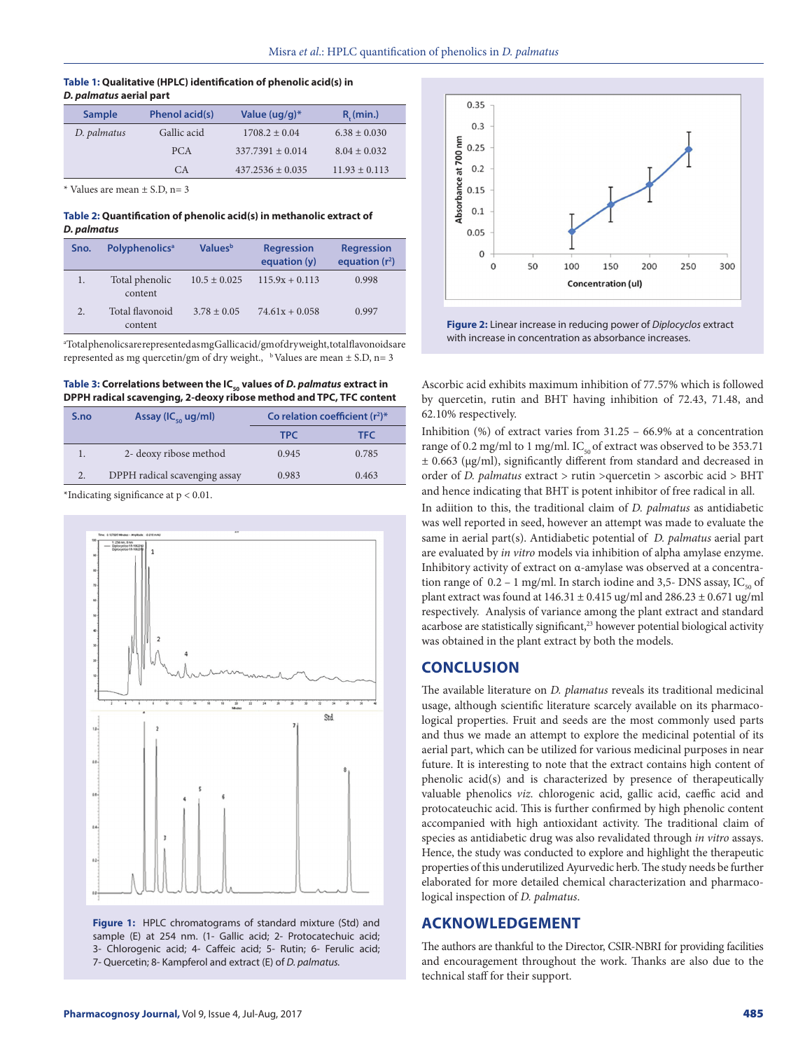**Table 1: Qualitative (HPLC) identification of phenolic acid(s) in *D. palmatus* aerial part**

| Sample | Phenol acid(s) | Value (ug/g)* | $R_t$ (min.) |
|---|---|---|---|
| *D. palmatus* | Gallic acid | 1708.2 ± 0.04 | 6.38 ± 0.030 |
| | PCA | 337.7391 ± 0.014 | 8.04 ± 0.032 |
| | CA | 437.2536 ± 0.035 | 11.93 ± 0.113 |

\* Values are mean ± S.D, n= 3

**Table 2: Quantification of phenolic acid(s) in methanolic extract of *D. palmatus***

| Sno. | Polyphenolics[a] | Values[b] | Regression equation (y) | Regression equation ($r^2$) |
|---|---|---|---|---|
| 1. | Total phenolic content | 10.5 ± 0.025 | 115.9x + 0.113 | 0.998 |
| 2. | Total flavonoid content | 3.78 ± 0.05 | 74.61x + 0.058 | 0.997 |

[a]Total phenolics are represented as mg Gallic acid/gm of dry weight, total flavonoids are represented as mg quercetin/gm of dry weight., [b] Values are mean ± S.D, n= 3

**Table 3: Correlations between the $IC_{50}$ values of *D. palmatus* extract in DPPH radical scavenging, 2-deoxy ribose method and TPC, TFC content**

| S.no | Assay ($IC_{50}$ ug/ml) | Co relation coefficient ($r^2$)* | |
|---|---|---|---|
| | | TPC | TFC |
| 1. | 2- deoxy ribose method | 0.945 | 0.785 |
| 2. | DPPH radical scavenging assay | 0.983 | 0.463 |

*Indicating significance at $p < 0.01$.

**Figure 1:** HPLC chromatograms of standard mixture (Std) and sample (E) at 254 nm. (1- Gallic acid; 2- Protocatechuic acid; 3- Chlorogenic acid; 4- Caffeic acid; 5- Rutin; 6- Ferulic acid; 7- Quercetin; 8- Kampferol and extract (E) of *D. palmatus.*

**Figure 2:** Linear increase in reducing power of *Diplocyclos* extract with increase in concentration as absorbance increases.

Ascorbic acid exhibits maximum inhibition of 77.57% which is followed by quercetin, rutin and BHT having inhibition of 72.43, 71.48, and 62.10% respectively.

Inhibition (%) of extract varies from 31.25 – 66.9% at a concentration range of 0.2 mg/ml to 1 mg/ml. $IC_{50}$ of extract was observed to be 353.71 ± 0.663 (μg/ml), significantly different from standard and decreased in order of *D. palmatus* extract > rutin >quercetin > ascorbic acid > BHT and hence indicating that BHT is potent inhibitor of free radical in all.

In adiition to this, the traditional claim of *D. palmatus* as antidiabetic was well reported in seed, however an attempt was made to evaluate the same in aerial part(s). Antidiabetic potential of *D. palmatus* aerial part are evaluated by *in vitro* models via inhibition of alpha amylase enzyme. Inhibitory activity of extract on α-amylase was observed at a concentration range of 0.2 – 1 mg/ml. In starch iodine and 3,5- DNS assay, $IC_{50}$ of plant extract was found at 146.31 ± 0.415 ug/ml and 286.23 ± 0.671 ug/ml respectively. Analysis of variance among the plant extract and standard acarbose are statistically significant,[23] however potential biological activity was obtained in the plant extract by both the models.

## CONCLUSION

The available literature on *D. plamatus* reveals its traditional medicinal usage, although scientific literature scarcely available on its pharmacological properties. Fruit and seeds are the most commonly used parts and thus we made an attempt to explore the medicinal potential of its aerial part, which can be utilized for various medicinal purposes in near future. It is interesting to note that the extract contains high content of phenolic acid(s) and is characterized by presence of therapeutically valuable phenolics *viz.* chlorogenic acid, gallic acid, caeffic acid and protocateuchic acid. This is further confirmed by high phenolic content accompanied with high antioxidant activity. The traditional claim of species as antidiabetic drug was also revalidated through *in vitro* assays. Hence, the study was conducted to explore and highlight the therapeutic properties of this underutilized Ayurvedic herb. The study needs be further elaborated for more detailed chemical characterization and pharmacological inspection of *D. palmatus*.

## ACKNOWLEDGEMENT

The authors are thankful to the Director, CSIR-NBRI for providing facilities and encouragement throughout the work. Thanks are also due to the technical staff for their support.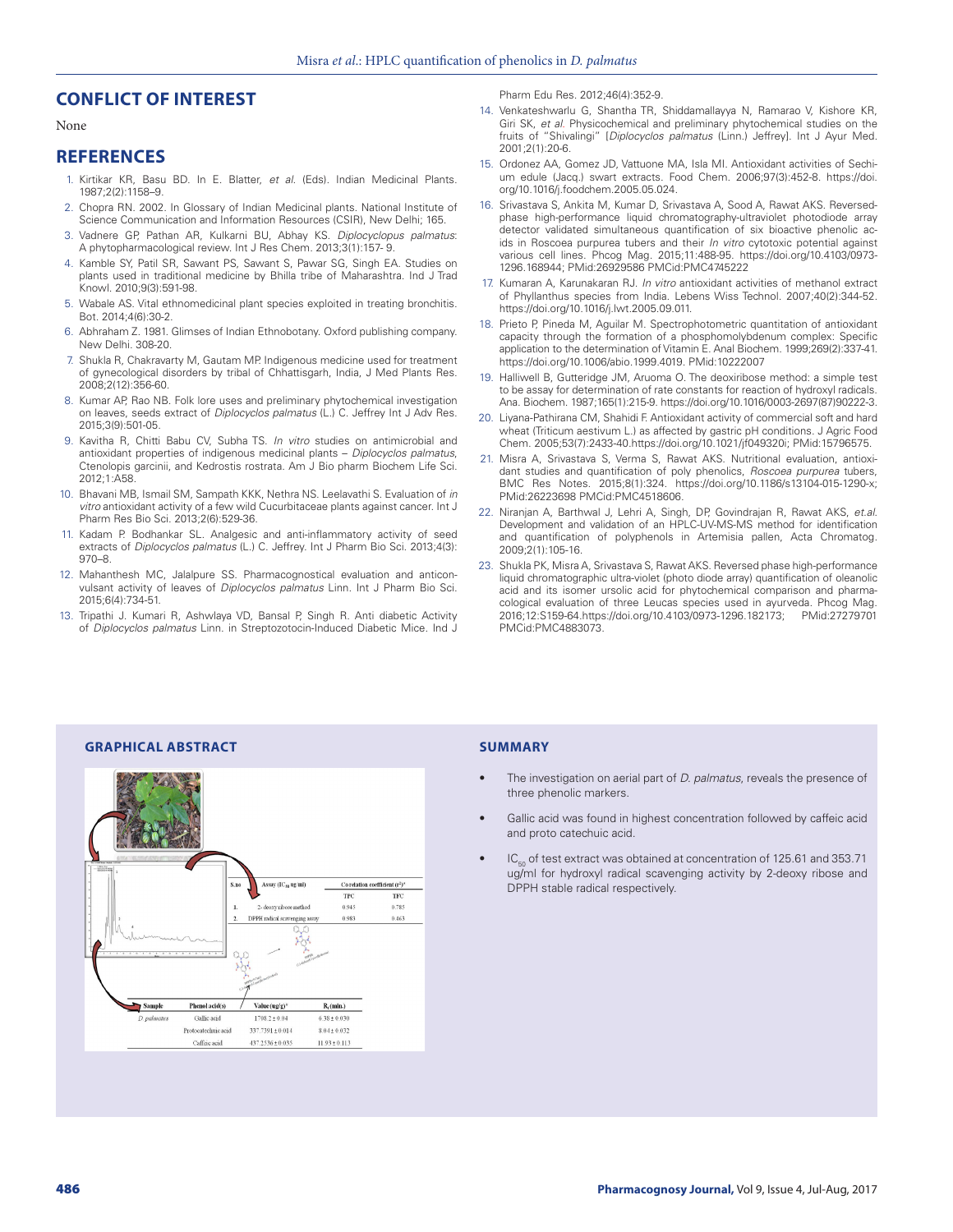## CONFLICT OF INTEREST

None

## REFERENCES

1. Kirtikar KR, Basu BD. In E. Blatter, *et al.* (Eds). Indian Medicinal Plants. 1987;2(2):1158–9.
2. Chopra RN. 2002. In Glossary of Indian Medicinal plants. National Institute of Science Communication and Information Resources (CSIR), New Delhi; 165.
3. Vadnere GP, Pathan AR, Kulkarni BU, Abhay KS. *Diplocyclopus palmatus*: A phytopharmacological review. Int J Res Chem. 2013;3(1):157- 9.
4. Kamble SY, Patil SR, Sawant PS, Sawant S, Pawar SG, Singh EA. Studies on plants used in traditional medicine by Bhilla tribe of Maharashtra. Ind J Trad Knowl. 2010;9(3):591-98.
5. Wabale AS. Vital ethnomedicinal plant species exploited in treating bronchitis. Bot. 2014;4(6):30-2.
6. Abhraham Z. 1981. Glimses of Indian Ethnobotany. Oxford publishing company. New Delhi. 308-20.
7. Shukla R, Chakravarty M, Gautam MP. Indigenous medicine used for treatment of gynecological disorders by tribal of Chhattisgarh, India, J Med Plants Res. 2008;2(12):356-60.
8. Kumar AP, Rao NB. Folk lore uses and preliminary phytochemical investigation on leaves, seeds extract of *Diplocyclos palmatus* (L.) C. Jeffrey Int J Adv Res. 2015;3(9):501-05.
9. Kavitha R, Chitti Babu CV, Subha TS. *In vitro* studies on antimicrobial and antioxidant properties of indigenous medicinal plants – *Diplocyclos palmatus*, Ctenolopis garcinii, and Kedrostis rostrata. Am J Bio pharm Biochem Life Sci. 2012;1:A58.
10. Bhavani MB, Ismail SM, Sampath KKK, Nethra NS. Leelavathi S. Evaluation of *in vitro* antioxidant activity of a few wild Cucurbitaceae plants against cancer. Int J Pharm Res Bio Sci. 2013;2(6):529-36.
11. Kadam P. Bodhankar SL. Analgesic and anti-inflammatory activity of seed extracts of *Diplocyclos palmatus* (L.) C. Jeffrey. Int J Pharm Bio Sci. 2013;4(3): 970–8.
12. Mahanthesh MC, Jalalpure SS. Pharmacognostical evaluation and anticonvulsant activity of leaves of *Diplocyclos palmatus* Linn. Int J Pharm Bio Sci. 2015;6(4):734-51.
13. Tripathi J. Kumari R, Ashwlaya VD, Bansal P, Singh R. Anti diabetic Activity of *Diplocyclos palmatus* Linn. in Streptozotocin-Induced Diabetic Mice. Ind J Pharm Edu Res. 2012;46(4):352-9.
14. Venkateshwarlu G, Shantha TR, Shiddamallayya N, Ramarao V, Kishore KR, Giri SK, *et al.* Physicochemical and preliminary phytochemical studies on the fruits of "Shivalingi" [*Diplocyclos palmatus* (Linn.) Jeffrey]. Int J Ayur Med. 2001;2(1):20-6.
15. Ordonez AA, Gomez JD, Vattuone MA, Isla MI. Antioxidant activities of Sechium edule (Jacq.) swart extracts. Food Chem. 2006;97(3):452-8. https://doi.org/10.1016/j.foodchem.2005.05.024.
16. Srivastava S, Ankita M, Kumar D, Srivastava A, Sood A, Rawat AKS. Reversed-phase high-performance liquid chromatography-ultraviolet photodiode array detector validated simultaneous quantification of six bioactive phenolic acids in Roscoea purpurea tubers and their *In vitro* cytotoxic potential against various cell lines. Phcog Mag. 2015;11:488-95. https://doi.org/10.4103/0973-1296.168944; PMid:26929586 PMCid:PMC4745222
17. Kumaran A, Karunakaran RJ. *In vitro* antioxidant activities of methanol extract of Phyllanthus species from India. Lebens Wiss Technol. 2007;40(2):344-52. https://doi.org/10.1016/j.lwt.2005.09.011.
18. Prieto P, Pineda M, Aguilar M. Spectrophotometric quantitation of antioxidant capacity through the formation of a phosphomolybdenum complex: Specific application to the determination of Vitamin E. Anal Biochem. 1999;269(2):337-41. https://doi.org/10.1006/abio.1999.4019. PMid:10222007
19. Halliwell B, Gutteridge JM, Aruoma O. The deoxiribose method: a simple test to be assay for determination of rate constants for reaction of hydroxyl radicals. Ana. Biochem. 1987;165(1):215-9. https://doi.org/10.1016/0003-2697(87)90222-3.
20. Liyana-Pathirana CM, Shahidi F. Antioxidant activity of commercial soft and hard wheat (Triticum aestivum L.) as affected by gastric pH conditions. J Agric Food Chem. 2005;53(7):2433-40.https://doi.org/10.1021/jf049320i; PMid:15796575.
21. Misra A, Srivastava S, Verma S, Rawat AKS. Nutritional evaluation, antioxidant studies and quantification of poly phenolics, *Roscoea purpurea* tubers, BMC Res Notes. 2015;8(1):324. https://doi.org/10.1186/s13104-015-1290-x; PMid:26223698 PMCid:PMC4518606.
22. Niranjan A, Barthwal J, Lehri A, Singh, DP, Govindrajan R, Rawat AKS, *et.al.* Development and validation of an HPLC-UV-MS-MS method for identification and quantification of polyphenols in Artemisia pallen, Acta Chromatog. 2009;2(1):105-16.
23. Shukla PK, Misra A, Srivastava S, Rawat AKS. Reversed phase high-performance liquid chromatographic ultra-violet (photo diode array) quantification of oleanolic acid and its isomer ursolic acid for phytochemical comparison and pharmacological evaluation of three Leucas species used in ayurveda. Phcog Mag. 2016;12:S159-64.https://doi.org/10.4103/0973-1296.182173; PMid:27279701 PMCid:PMC4883073.

## GRAPHICAL ABSTRACT

| S.no | Assay ($IC_{50}$ ug/ml) | Corelation coefficient ($r^2$)[a] TPC | TFC |
|---|---|---|---|
| 1. | 2- deoxyribose method | 0.943 | 0.785 |
| 2. | DPPH radical scavenging assay | 0.983 | 0.463 |

| Sample | Phenol acid(s) | Value (ug/g)[a] | $R_t$ (min.) |
|---|---|---|---|
| *D. palmatus* | Gallic acid | 1708.2 ± 0.04 | 6.38 ± 0.030 |
| | Protocatechuic acid | 337.7391 ± 0.014 | 8.04 ± 0.032 |
| | Caffeic acid | 437.2536 ± 0.035 | 11.93 ± 0.113 |

## SUMMARY

- The investigation on aerial part of *D. palmatus*, reveals the presence of three phenolic markers.
- Gallic acid was found in highest concentration followed by caffeic acid and proto catechuic acid.
- $IC_{50}$ of test extract was obtained at concentration of 125.61 and 353.71 ug/ml for hydroxyl radical scavenging activity by 2-deoxy ribose and DPPH stable radical respectively.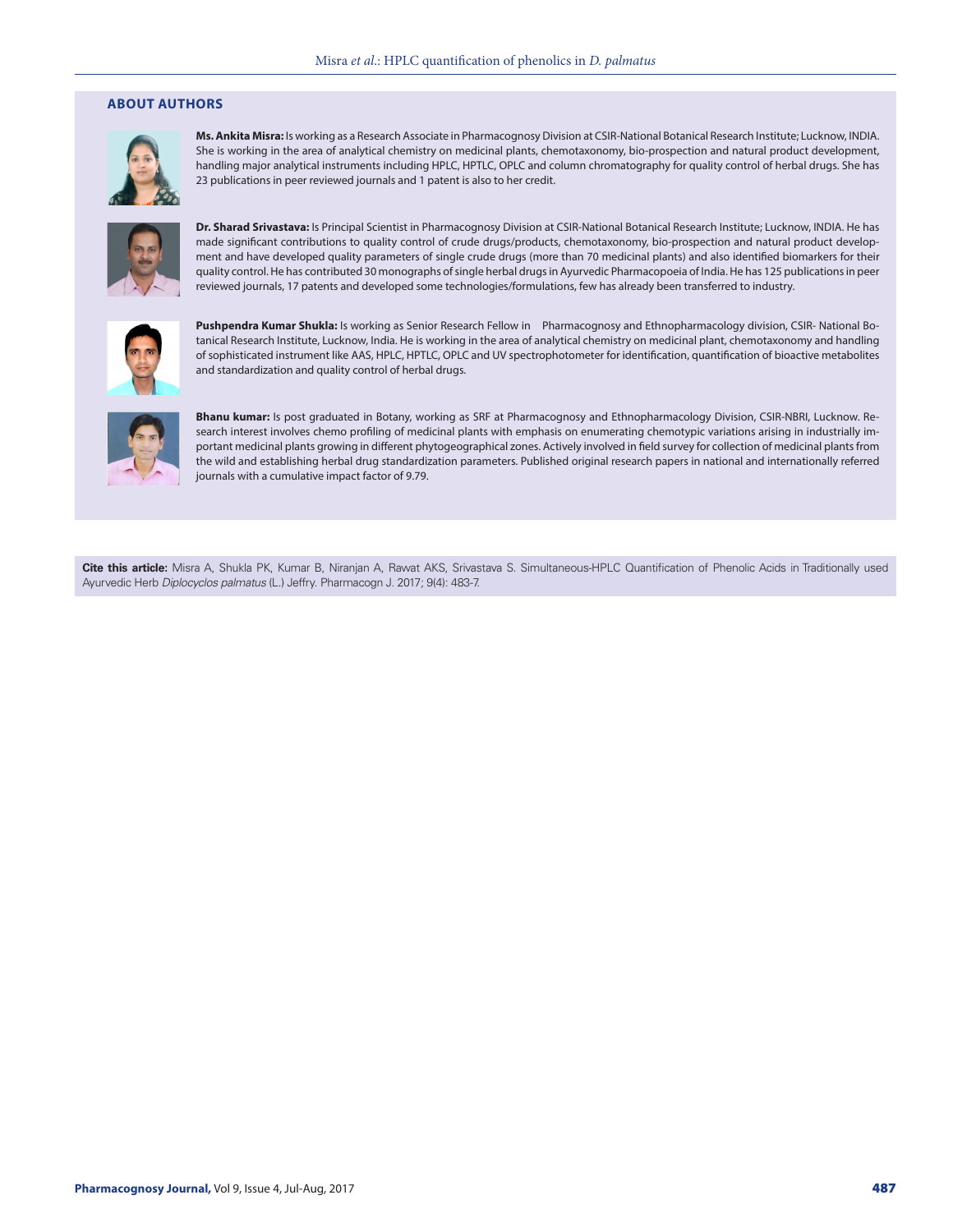## ABOUT AUTHORS

**Ms. Ankita Misra:** Is working as a Research Associate in Pharmacognosy Division at CSIR-National Botanical Research Institute; Lucknow, INDIA. She is working in the area of analytical chemistry on medicinal plants, chemotaxonomy, bio-prospection and natural product development, handling major analytical instruments including HPLC, HPTLC, OPLC and column chromatography for quality control of herbal drugs. She has 23 publications in peer reviewed journals and 1 patent is also to her credit.

**Dr. Sharad Srivastava:** Is Principal Scientist in Pharmacognosy Division at CSIR-National Botanical Research Institute; Lucknow, INDIA. He has made significant contributions to quality control of crude drugs/products, chemotaxonomy, bio-prospection and natural product development and have developed quality parameters of single crude drugs (more than 70 medicinal plants) and also identified biomarkers for their quality control. He has contributed 30 monographs of single herbal drugs in Ayurvedic Pharmacopoeia of India. He has 125 publications in peer reviewed journals, 17 patents and developed some technologies/formulations, few has already been transferred to industry.

**Pushpendra Kumar Shukla:** Is working as Senior Research Fellow in Pharmacognosy and Ethnopharmacology division, CSIR- National Botanical Research Institute, Lucknow, India. He is working in the area of analytical chemistry on medicinal plant, chemotaxonomy and handling of sophisticated instrument like AAS, HPLC, HPTLC, OPLC and UV spectrophotometer for identification, quantification of bioactive metabolites and standardization and quality control of herbal drugs.

**Bhanu kumar:** Is post graduated in Botany, working as SRF at Pharmacognosy and Ethnopharmacology Division, CSIR-NBRI, Lucknow. Research interest involves chemo profiling of medicinal plants with emphasis on enumerating chemotypic variations arising in industrially important medicinal plants growing in different phytogeographical zones. Actively involved in field survey for collection of medicinal plants from the wild and establishing herbal drug standardization parameters. Published original research papers in national and internationally referred journals with a cumulative impact factor of 9.79.

**Cite this article:** Misra A, Shukla PK, Kumar B, Niranjan A, Rawat AKS, Srivastava S. Simultaneous-HPLC Quantification of Phenolic Acids in Traditionally used Ayurvedic Herb *Diplocyclos palmatus* (L.) Jeffry. Pharmacogn J. 2017; 9(4): 483-7.